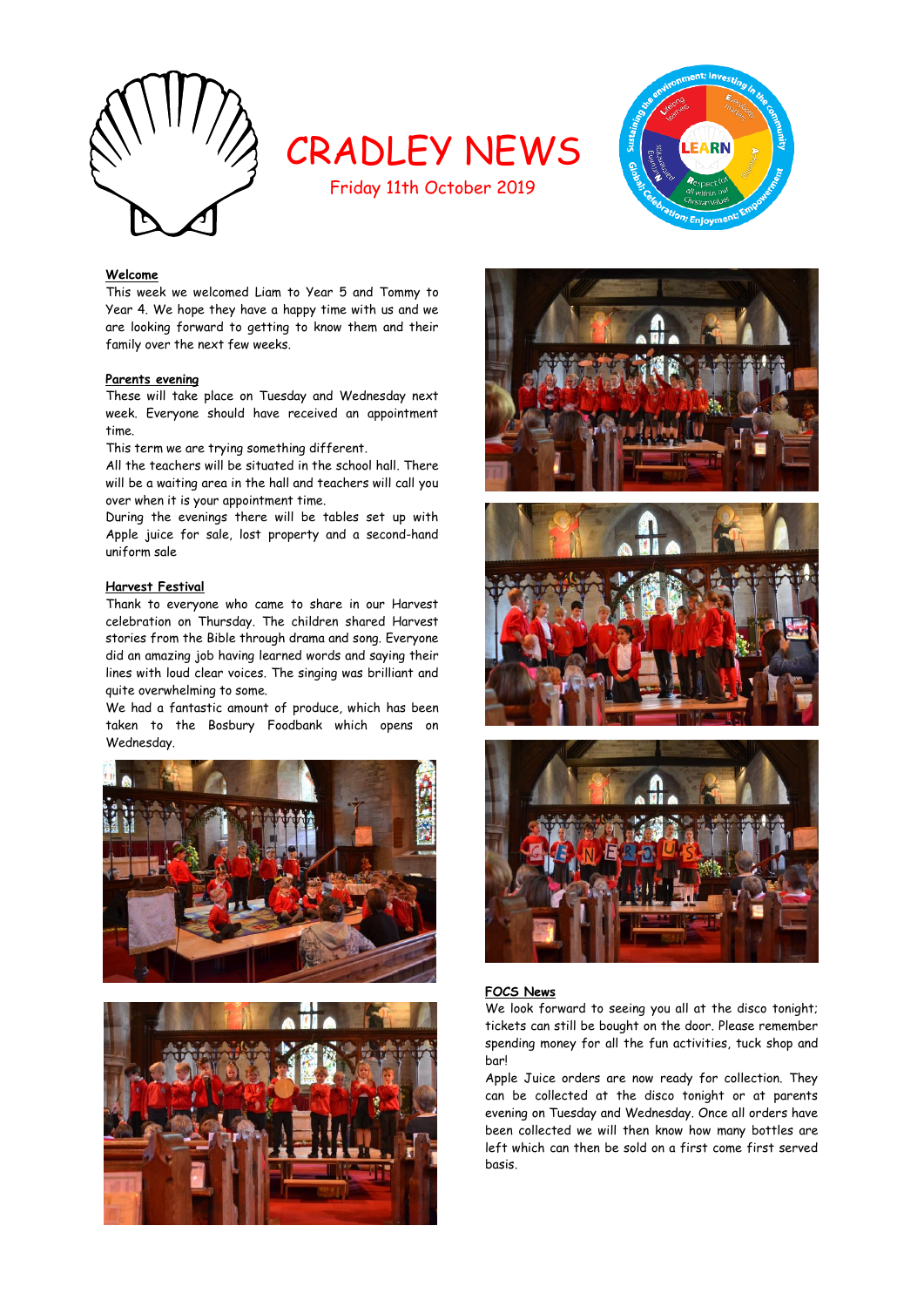# CRADLEY NEWS

Friday 11th October 2019

**Welcome**

This week we welcomed Liam to Year 5 and Tommy to Year 4. We hope they have a happy time with us and we are looking forward to getting to know them and their family over the next few weeks.

**Parents evening**

These will take place on Tuesday and Wednesday next week. Everyone should have received an appointment time.

This term we are trying something different.

All the teachers will be situated in the school hall. There will be a waiting area in the hall and teachers will call you over when it is your appointment time.

During the evenings there will be tables set up with Apple juice for sale, lost property and a second-hand uniform sale

**Harvest Festival**

Thank to everyone who came to share in our Harvest celebration on Thursday. The children shared Harvest stories from the Bible through drama and song. Everyone did an amazing job having learned words and saying their lines with loud clear voices. The singing was brilliant and quite overwhelming to some.

We had a fantastic amount of produce, which has been taken to the Bosbury Foodbank which opens on Wednesday.

**FOCS News**

We look forward to seeing you all at the disco tonight; tickets can still be bought on the door. Please remember spending money for all the fun activities, tuck shop and bar!

Apple Juice orders are now ready for collection. They can be collected at the disco tonight or at parents evening on Tuesday and Wednesday. Once all orders have been collected we will then know how many bottles are left which can then be sold on a first come first served basis.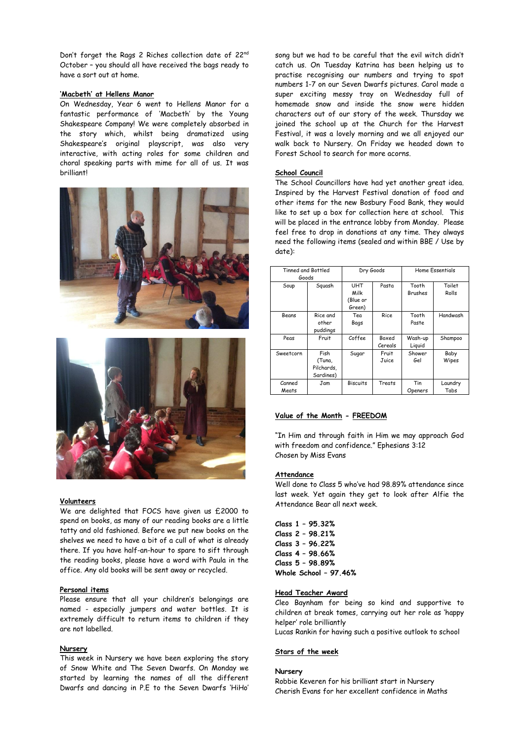Don't forget the Rags 2 Riches collection date of 22nd October – you should all have received the bags ready to have a sort out at home.

**'Macbeth' at Hellens Manor**

On Wednesday, Year 6 went to Hellens Manor for a fantastic performance of 'Macbeth' by the Young Shakespeare Company! We were completely absorbed in the story which, whilst being dramatized using Shakespeare's original playscript, was also very interactive, with acting roles for some children and choral speaking parts with mime for all of us. It was brilliant!

**Volunteers**

We are delighted that FOCS have given us £2000 to spend on books, as many of our reading books are a little tatty and old fashioned. Before we put new books on the shelves we need to have a bit of a cull of what is already there. If you have half-an-hour to spare to sift through the reading books, please have a word with Paula in the office. Any old books will be sent away or recycled.

**Personal items**

Please ensure that all your children's belongings are named - especially jumpers and water bottles. It is extremely difficult to return items to children if they are not labelled.

**Nursery**

This week in Nursery we have been exploring the story of Snow White and The Seven Dwarfs. On Monday we started by learning the names of all the different Dwarfs and dancing in P.E to the Seven Dwarfs 'HiHo' song but we had to be careful that the evil witch didn't catch us. On Tuesday Katrina has been helping us to practise recognising our numbers and trying to spot numbers 1-7 on our Seven Dwarfs pictures. Carol made a super exciting messy tray on Wednesday full of homemade snow and inside the snow were hidden characters out of our story of the week. Thursday we joined the school up at the Church for the Harvest Festival, it was a lovely morning and we all enjoyed our walk back to Nursery. On Friday we headed down to Forest School to search for more acorns.

**School Council**

The School Councillors have had yet another great idea. Inspired by the Harvest Festival donation of food and other items for the new Bosbury Food Bank, they would like to set up a box for collection here at school. This will be placed in the entrance lobby from Monday. Please feel free to drop in donations at any time. They always need the following items (sealed and within BBE / Use by date):

| Tinned and Bottled Goods | | Dry Goods | | Home Essentials | |
|---|---|---|---|---|---|
| Soup | Squash | UHT Milk (Blue or Green) | Pasta | Tooth Brushes | Toilet Rolls |
| Beans | Rice and other puddings | Tea Bags | Rice | Tooth Paste | Handwash |
| Peas | Fruit | Coffee | Boxed Cereals | Wash-up Liquid | Shampoo |
| Sweetcorn | Fish (Tuna, Pilchards, Sardines) | Sugar | Fruit Juice | Shower Gel | Baby Wipes |
| Canned Meats | Jam | Biscuits | Treats | Tin Openers | Laundry Tabs |

**Value of the Month - FREEDOM**

"In Him and through faith in Him we may approach God with freedom and confidence." Ephesians 3:12
Chosen by Miss Evans

**Attendance**

Well done to Class 5 who've had 98.89% attendance since last week. Yet again they get to look after Alfie the Attendance Bear all next week.

**Class 1 – 95.32%**
**Class 2 – 98.21%**
**Class 3 – 96.22%**
**Class 4 – 98.66%**
**Class 5 – 98.89%**
**Whole School – 97.46%**

**Head Teacher Award**

Cleo Baynham for being so kind and supportive to children at break times, carrying out her role as 'happy helper' role brilliantly
Lucas Rankin for having such a positive outlook to school

**Stars of the week**

**Nursery**

Robbie Keveren for his brilliant start in Nursery
Cherish Evans for her excellent confidence in Maths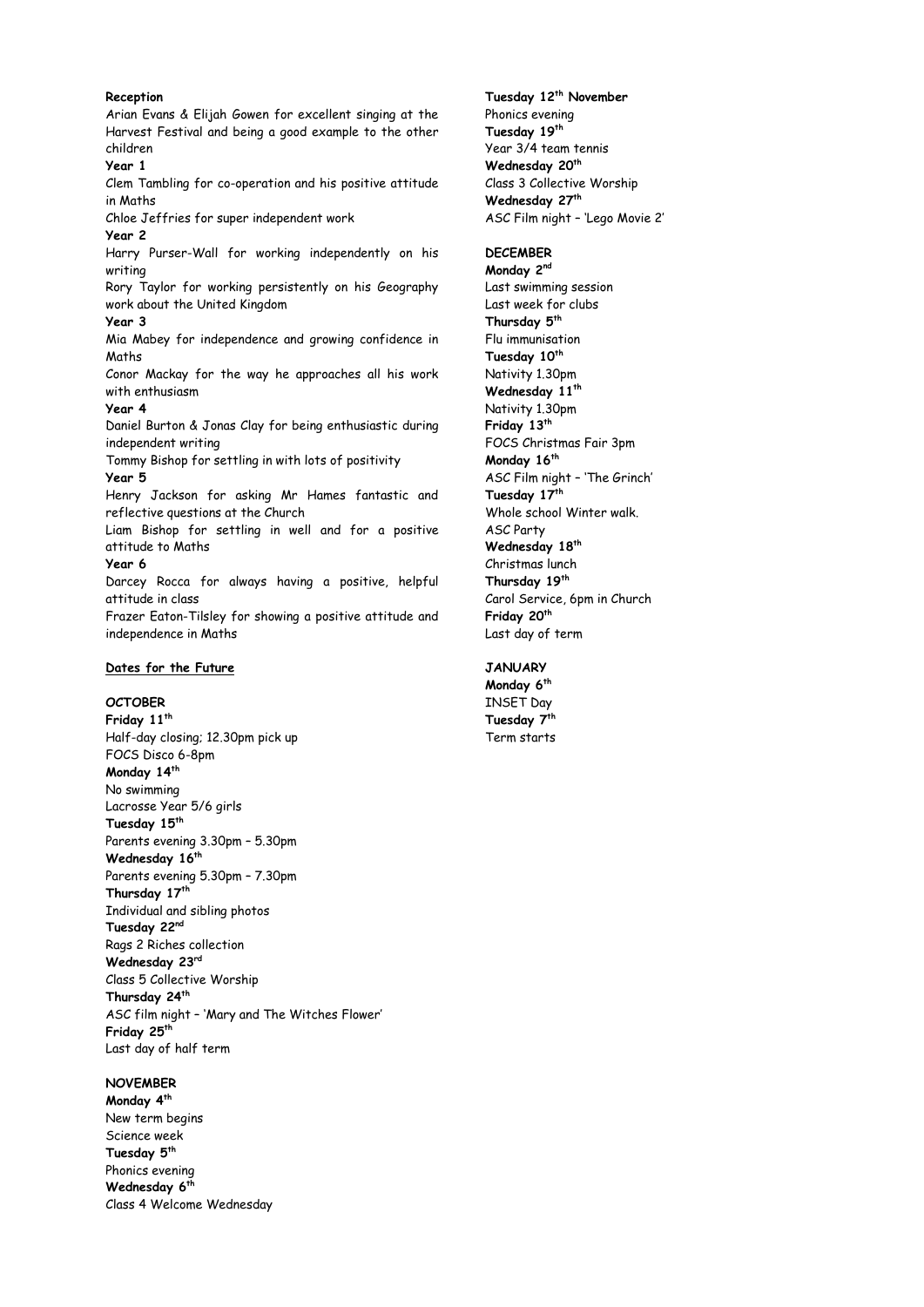**Reception**

Arian Evans & Elijah Gowen for excellent singing at the Harvest Festival and being a good example to the other children

**Year 1**

Clem Tambling for co-operation and his positive attitude in Maths

Chloe Jeffries for super independent work

**Year 2**

Harry Purser-Wall for working independently on his writing

Rory Taylor for working persistently on his Geography work about the United Kingdom

**Year 3**

Mia Mabey for independence and growing confidence in Maths

Conor Mackay for the way he approaches all his work with enthusiasm

**Year 4**

Daniel Burton & Jonas Clay for being enthusiastic during independent writing

Tommy Bishop for settling in with lots of positivity

**Year 5**

Henry Jackson for asking Mr Hames fantastic and reflective questions at the Church

Liam Bishop for settling in well and for a positive attitude to Maths

**Year 6**

Darcey Rocca for always having a positive, helpful attitude in class

Frazer Eaton-Tilsley for showing a positive attitude and independence in Maths

**Dates for the Future**

**OCTOBER**

**Friday 11th**
Half-day closing; 12.30pm pick up
FOCS Disco 6-8pm

**Monday 14th**
No swimming
Lacrosse Year 5/6 girls

**Tuesday 15th**
Parents evening 3.30pm – 5.30pm

**Wednesday 16th**
Parents evening 5.30pm – 7.30pm

**Thursday 17th**
Individual and sibling photos

**Tuesday 22nd**
Rags 2 Riches collection

**Wednesday 23rd**
Class 5 Collective Worship

**Thursday 24th**
ASC film night – 'Mary and The Witches Flower'

**Friday 25th**
Last day of half term

**NOVEMBER**

**Monday 4th**
New term begins
Science week

**Tuesday 5th**
Phonics evening

**Wednesday 6th**
Class 4 Welcome Wednesday

**Tuesday 12th November**
Phonics evening

**Tuesday 19th**
Year 3/4 team tennis

**Wednesday 20th**
Class 3 Collective Worship

**Wednesday 27th**
ASC Film night – 'Lego Movie 2'

**DECEMBER**

**Monday 2nd**
Last swimming session
Last week for clubs

**Thursday 5th**
Flu immunisation

**Tuesday 10th**
Nativity 1.30pm

**Wednesday 11th**
Nativity 1.30pm

**Friday 13th**
FOCS Christmas Fair 3pm

**Monday 16th**
ASC Film night – 'The Grinch'

**Tuesday 17th**
Whole school Winter walk.
ASC Party

**Wednesday 18th**
Christmas lunch

**Thursday 19th**
Carol Service, 6pm in Church

**Friday 20th**
Last day of term

**JANUARY**

**Monday 6th**
INSET Day

**Tuesday 7th**
Term starts